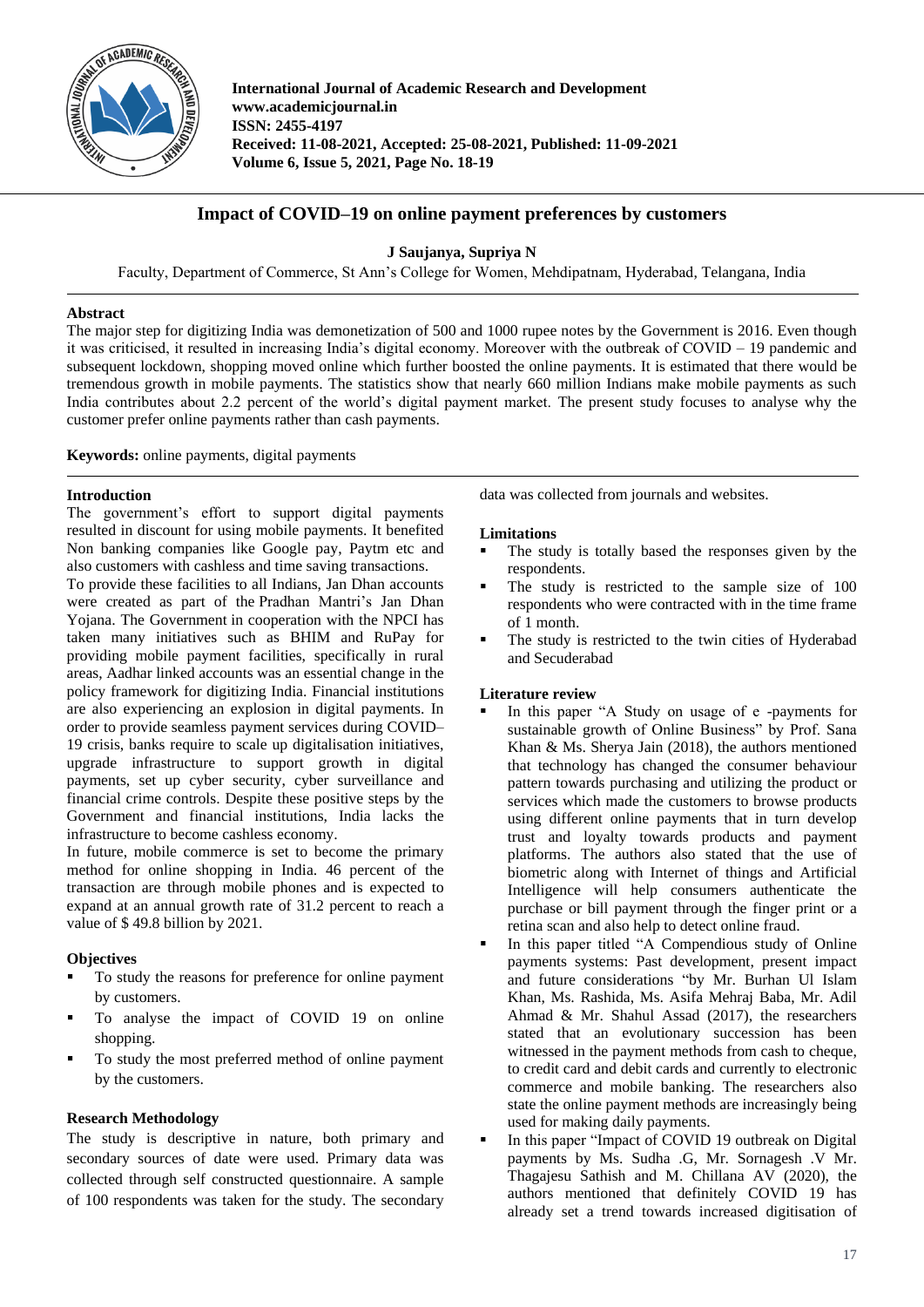International Journal of Academic Research and Development
www.academicjournal.in
ISSN: 2455-4197
Received: 11-08-2021, Accepted: 25-08-2021, Published: 11-09-2021
Volume 6, Issue 5, 2021, Page No. 18-19

# Impact of COVID–19 on online payment preferences by customers

**J Saujanya, Supriya N**

Faculty, Department of Commerce, St Ann's College for Women, Mehdipatnam, Hyderabad, Telangana, India

## Abstract

The major step for digitizing India was demonetization of 500 and 1000 rupee notes by the Government is 2016. Even though it was criticised, it resulted in increasing India's digital economy. Moreover with the outbreak of COVID – 19 pandemic and subsequent lockdown, shopping moved online which further boosted the online payments. It is estimated that there would be tremendous growth in mobile payments. The statistics show that nearly 660 million Indians make mobile payments as such India contributes about 2.2 percent of the world's digital payment market. The present study focuses to analyse why the customer prefer online payments rather than cash payments.

**Keywords:** online payments, digital payments

## Introduction

The government's effort to support digital payments resulted in discount for using mobile payments. It benefited Non banking companies like Google pay, Paytm etc and also customers with cashless and time saving transactions.

To provide these facilities to all Indians, Jan Dhan accounts were created as part of the Pradhan Mantri's Jan Dhan Yojana. The Government in cooperation with the NPCI has taken many initiatives such as BHIM and RuPay for providing mobile payment facilities, specifically in rural areas, Aadhar linked accounts was an essential change in the policy framework for digitizing India. Financial institutions are also experiencing an explosion in digital payments. In order to provide seamless payment services during COVID–19 crisis, banks require to scale up digitalisation initiatives, upgrade infrastructure to support growth in digital payments, set up cyber security, cyber surveillance and financial crime controls. Despite these positive steps by the Government and financial institutions, India lacks the infrastructure to become cashless economy.

In future, mobile commerce is set to become the primary method for online shopping in India. 46 percent of the transaction are through mobile phones and is expected to expand at an annual growth rate of 31.2 percent to reach a value of $ 49.8 billion by 2021.

## Objectives

- To study the reasons for preference for online payment by customers.
- To analyse the impact of COVID 19 on online shopping.
- To study the most preferred method of online payment by the customers.

## Research Methodology

The study is descriptive in nature, both primary and secondary sources of date were used. Primary data was collected through self constructed questionnaire. A sample of 100 respondents was taken for the study. The secondary data was collected from journals and websites.

## Limitations

- The study is totally based the responses given by the respondents.
- The study is restricted to the sample size of 100 respondents who were contracted with in the time frame of 1 month.
- The study is restricted to the twin cities of Hyderabad and Secuderabad

## Literature review

- In this paper "A Study on usage of e -payments for sustainable growth of Online Business" by Prof. Sana Khan & Ms. Sherya Jain (2018), the authors mentioned that technology has changed the consumer behaviour pattern towards purchasing and utilizing the product or services which made the customers to browse products using different online payments that in turn develop trust and loyalty towards products and payment platforms. The authors also stated that the use of biometric along with Internet of things and Artificial Intelligence will help consumers authenticate the purchase or bill payment through the finger print or a retina scan and also help to detect online fraud.
- In this paper titled "A Compendious study of Online payments systems: Past development, present impact and future considerations "by Mr. Burhan Ul Islam Khan, Ms. Rashida, Ms. Asifa Mehraj Baba, Mr. Adil Ahmad & Mr. Shahul Assad (2017), the researchers stated that an evolutionary succession has been witnessed in the payment methods from cash to cheque, to credit card and debit cards and currently to electronic commerce and mobile banking. The researchers also state the online payment methods are increasingly being used for making daily payments.
- In this paper "Impact of COVID 19 outbreak on Digital payments by Ms. Sudha .G, Mr. Sornagesh .V Mr. Thagajesu Sathish and M. Chillana AV (2020), the authors mentioned that definitely COVID 19 has already set a trend towards increased digitisation of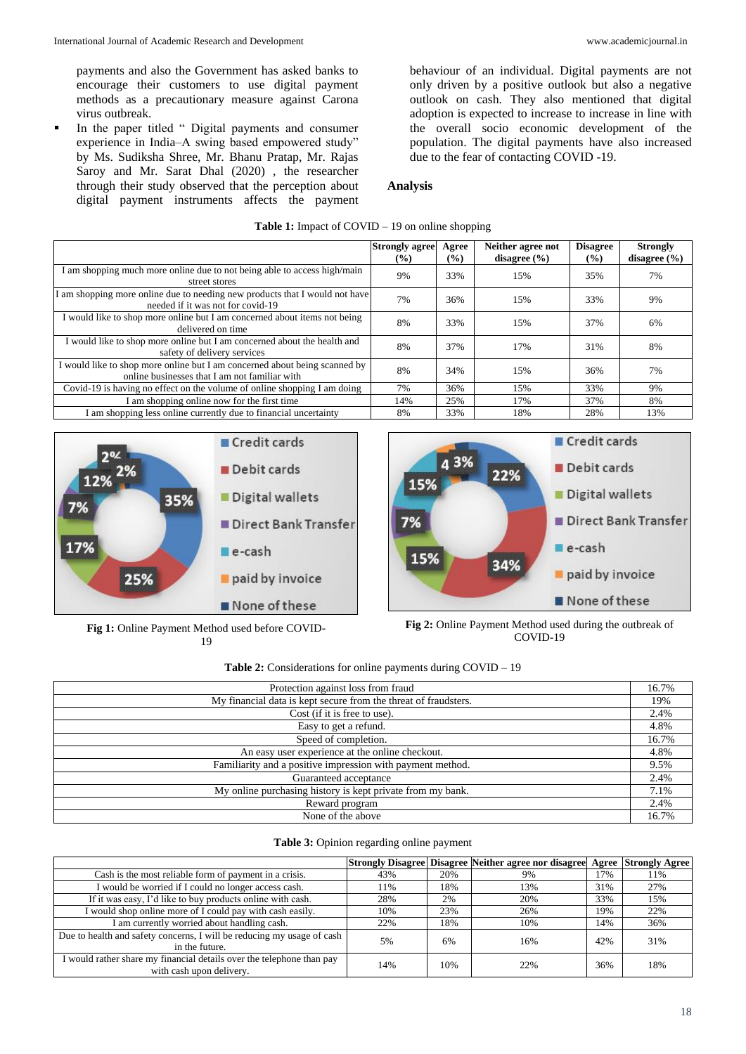payments and also the Government has asked banks to encourage their customers to use digital payment methods as a precautionary measure against Carona virus outbreak.

- In the paper titled " Digital payments and consumer experience in India–A swing based empowered study" by Ms. Sudiksha Shree, Mr. Bhanu Pratap, Mr. Rajas Saroy and Mr. Sarat Dhal (2020) , the researcher through their study observed that the perception about digital payment instruments affects the payment behaviour of an individual. Digital payments are not only driven by a positive outlook but also a negative outlook on cash. They also mentioned that digital adoption is expected to increase to increase in line with the overall socio economic development of the population. The digital payments have also increased due to the fear of contacting COVID -19.

## Analysis

**Table 1:** Impact of COVID – 19 on online shopping

| | Strongly agree (%) | Agree (%) | Neither agree not disagree (%) | Disagree (%) | Strongly disagree (%) |
|---|---|---|---|---|---|
| I am shopping much more online due to not being able to access high/main street stores | 9% | 33% | 15% | 35% | 7% |
| I am shopping more online due to needing new products that I would not have needed if it was not for covid-19 | 7% | 36% | 15% | 33% | 9% |
| I would like to shop more online but I am concerned about items not being delivered on time | 8% | 33% | 15% | 37% | 6% |
| I would like to shop more online but I am concerned about the health and safety of delivery services | 8% | 37% | 17% | 31% | 8% |
| I would like to shop more online but I am concerned about being scanned by online businesses that I am not familiar with | 8% | 34% | 15% | 36% | 7% |
| Covid-19 is having no effect on the volume of online shopping I am doing | 7% | 36% | 15% | 33% | 9% |
| I am shopping online now for the first time | 14% | 25% | 17% | 37% | 8% |
| I am shopping less online currently due to financial uncertainty | 8% | 33% | 18% | 28% | 13% |

**Fig 1:** Online Payment Method used before COVID-19

**Fig 2:** Online Payment Method used during the outbreak of COVID-19

**Table 2:** Considerations for online payments during COVID – 19

| | |
|---|---|
| Protection against loss from fraud | 16.7% |
| My financial data is kept secure from the threat of fraudsters. | 19% |
| Cost (if it is free to use). | 2.4% |
| Easy to get a refund. | 4.8% |
| Speed of completion. | 16.7% |
| An easy user experience at the online checkout. | 4.8% |
| Familiarity and a positive impression with payment method. | 9.5% |
| Guaranteed acceptance | 2.4% |
| My online purchasing history is kept private from my bank. | 7.1% |
| Reward program | 2.4% |
| None of the above | 16.7% |

**Table 3:** Opinion regarding online payment

| | Strongly Disagree | Disagree | Neither agree nor disagree | Agree | Strongly Agree |
|---|---|---|---|---|---|
| Cash is the most reliable form of payment in a crisis. | 43% | 20% | 9% | 17% | 11% |
| I would be worried if I could no longer access cash. | 11% | 18% | 13% | 31% | 27% |
| If it was easy, I'd like to buy products online with cash. | 28% | 2% | 20% | 33% | 15% |
| I would shop online more of I could pay with cash easily. | 10% | 23% | 26% | 19% | 22% |
| I am currently worried about handling cash. | 22% | 18% | 10% | 14% | 36% |
| Due to health and safety concerns, I will be reducing my usage of cash in the future. | 5% | 6% | 16% | 42% | 31% |
| I would rather share my financial details over the telephone than pay with cash upon delivery. | 14% | 10% | 22% | 36% | 18% |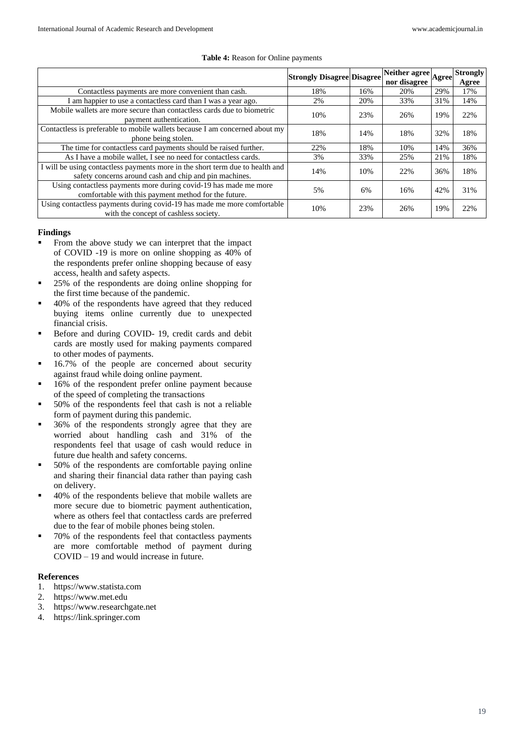**Table 4:** Reason for Online payments

| | Strongly Disagree | Disagree | Neither agree nor disagree | Agree | Strongly Agree |
|---|---|---|---|---|---|
| Contactless payments are more convenient than cash. | 18% | 16% | 20% | 29% | 17% |
| I am happier to use a contactless card than I was a year ago. | 2% | 20% | 33% | 31% | 14% |
| Mobile wallets are more secure than contactless cards due to biometric payment authentication. | 10% | 23% | 26% | 19% | 22% |
| Contactless is preferable to mobile wallets because I am concerned about my phone being stolen. | 18% | 14% | 18% | 32% | 18% |
| The time for contactless card payments should be raised further. | 22% | 18% | 10% | 14% | 36% |
| As I have a mobile wallet, I see no need for contactless cards. | 3% | 33% | 25% | 21% | 18% |
| I will be using contactless payments more in the short term due to health and safety concerns around cash and chip and pin machines. | 14% | 10% | 22% | 36% | 18% |
| Using contactless payments more during covid-19 has made me more comfortable with this payment method for the future. | 5% | 6% | 16% | 42% | 31% |
| Using contactless payments during covid-19 has made me more comfortable with the concept of cashless society. | 10% | 23% | 26% | 19% | 22% |

## Findings

- From the above study we can interpret that the impact of COVID -19 is more on online shopping as 40% of the respondents prefer online shopping because of easy access, health and safety aspects.
- 25% of the respondents are doing online shopping for the first time because of the pandemic.
- 40% of the respondents have agreed that they reduced buying items online currently due to unexpected financial crisis.
- Before and during COVID- 19, credit cards and debit cards are mostly used for making payments compared to other modes of payments.
- 16.7% of the people are concerned about security against fraud while doing online payment.
- 16% of the respondent prefer online payment because of the speed of completing the transactions
- 50% of the respondents feel that cash is not a reliable form of payment during this pandemic.
- 36% of the respondents strongly agree that they are worried about handling cash and 31% of the respondents feel that usage of cash would reduce in future due health and safety concerns.
- 50% of the respondents are comfortable paying online and sharing their financial data rather than paying cash on delivery.
- 40% of the respondents believe that mobile wallets are more secure due to biometric payment authentication, where as others feel that contactless cards are preferred due to the fear of mobile phones being stolen.
- 70% of the respondents feel that contactless payments are more comfortable method of payment during COVID – 19 and would increase in future.

## References

1. https://www.statista.com
2. https://www.met.edu
3. https://www.researchgate.net
4. https://link.springer.com